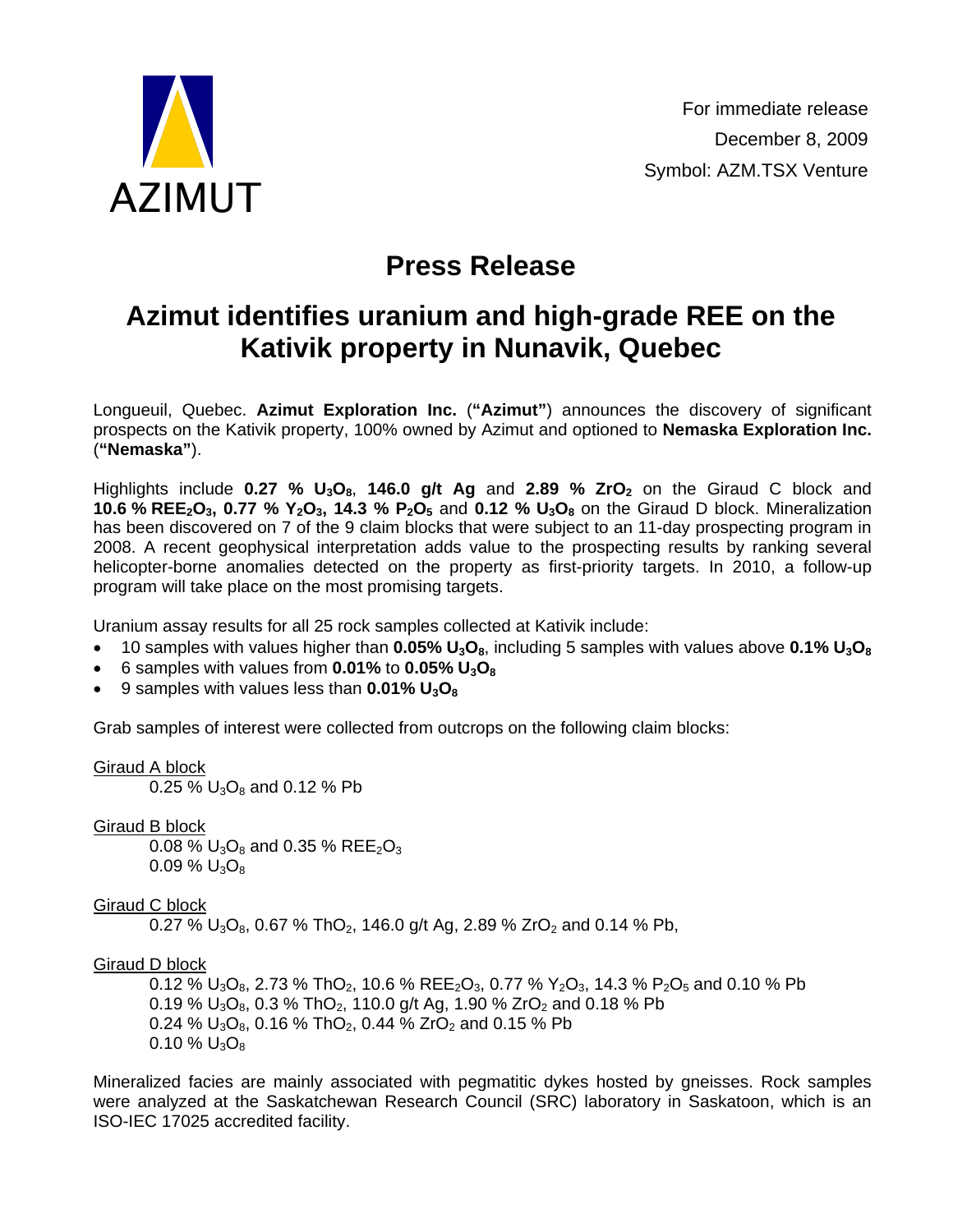AZIMUT

For immediate release
December 8, 2009
Symbol: AZM.TSX Venture

# Press Release

# Azimut identifies uranium and high-grade REE on the Kativik property in Nunavik, Quebec

Longueuil, Quebec. **Azimut Exploration Inc.** (**"Azimut"**) announces the discovery of significant prospects on the Kativik property, 100% owned by Azimut and optioned to **Nemaska Exploration Inc.** (**"Nemaska"**).

Highlights include **0.27 % $U_3O_8$**, **146.0 g/t Ag** and **2.89 % $ZrO_2$** on the Giraud C block and **10.6 % $REE_2O_3$, 0.77 % $Y_2O_3$, 14.3 % $P_2O_5$** and **0.12 % $U_3O_8$** on the Giraud D block. Mineralization has been discovered on 7 of the 9 claim blocks that were subject to an 11-day prospecting program in 2008. A recent geophysical interpretation adds value to the prospecting results by ranking several helicopter-borne anomalies detected on the property as first-priority targets. In 2010, a follow-up program will take place on the most promising targets.

Uranium assay results for all 25 rock samples collected at Kativik include:

- 10 samples with values higher than **0.05% $U_3O_8$**, including 5 samples with values above **0.1% $U_3O_8$**
- 6 samples with values from **0.01%** to **0.05% $U_3O_8$**
- 9 samples with values less than **0.01% $U_3O_8$**

Grab samples of interest were collected from outcrops on the following claim blocks:

Giraud A block

0.25 % $U_3O_8$ and 0.12 % Pb

Giraud B block

0.08 % $U_3O_8$ and 0.35 % $REE_2O_3$
0.09 % $U_3O_8$

Giraud C block

0.27 % $U_3O_8$, 0.67 % $ThO_2$, 146.0 g/t Ag, 2.89 % $ZrO_2$ and 0.14 % Pb,

Giraud D block

0.12 % $U_3O_8$, 2.73 % $ThO_2$, 10.6 % $REE_2O_3$, 0.77 % $Y_2O_3$, 14.3 % $P_2O_5$ and 0.10 % Pb
0.19 % $U_3O_8$, 0.3 % $ThO_2$, 110.0 g/t Ag, 1.90 % $ZrO_2$ and 0.18 % Pb
0.24 % $U_3O_8$, 0.16 % $ThO_2$, 0.44 % $ZrO_2$ and 0.15 % Pb
0.10 % $U_3O_8$

Mineralized facies are mainly associated with pegmatitic dykes hosted by gneisses. Rock samples were analyzed at the Saskatchewan Research Council (SRC) laboratory in Saskatoon, which is an ISO-IEC 17025 accredited facility.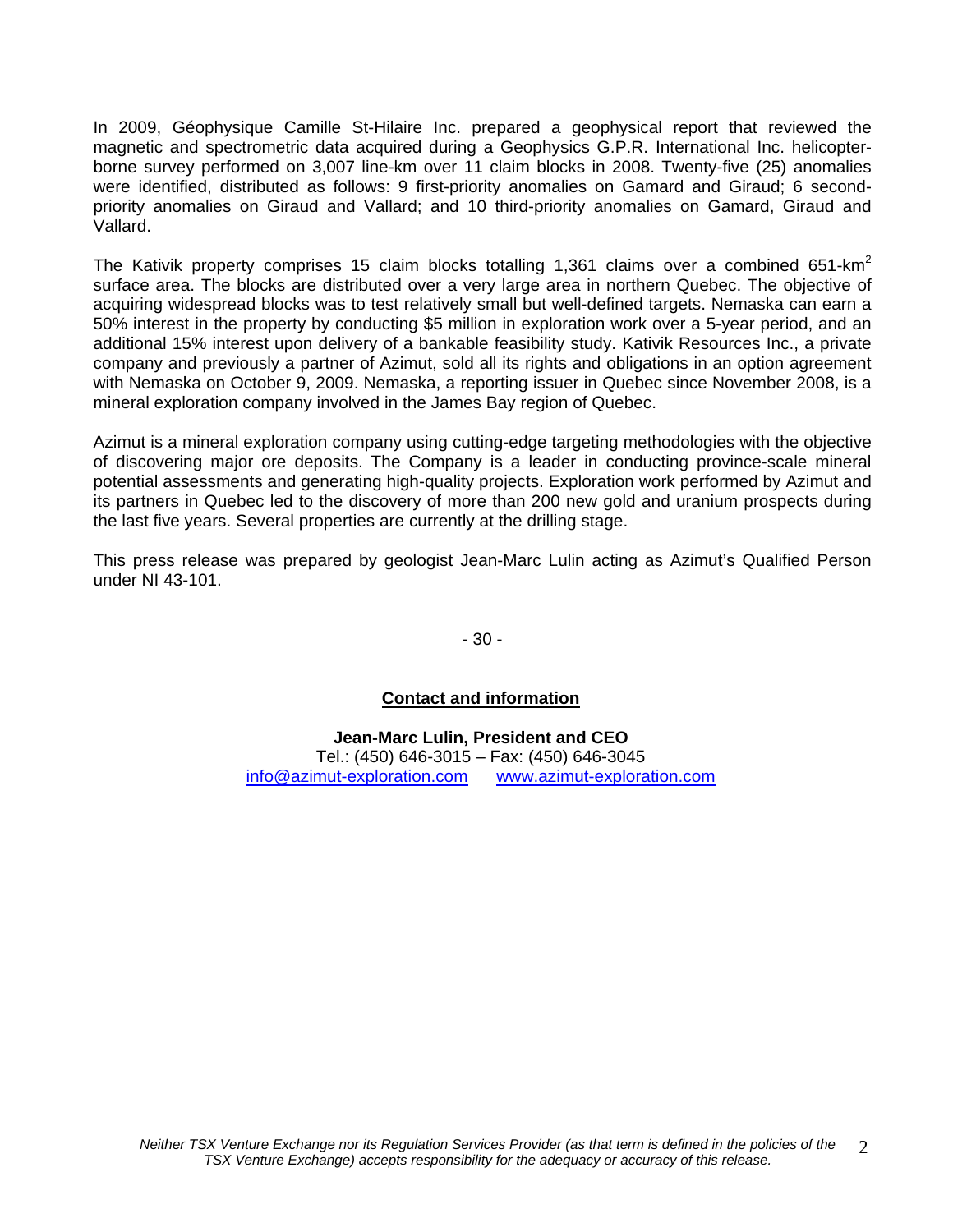In 2009, Géophysique Camille St-Hilaire Inc. prepared a geophysical report that reviewed the magnetic and spectrometric data acquired during a Geophysics G.P.R. International Inc. helicopter-borne survey performed on 3,007 line-km over 11 claim blocks in 2008. Twenty-five (25) anomalies were identified, distributed as follows: 9 first-priority anomalies on Gamard and Giraud; 6 second-priority anomalies on Giraud and Vallard; and 10 third-priority anomalies on Gamard, Giraud and Vallard.

The Kativik property comprises 15 claim blocks totalling 1,361 claims over a combined 651-km$^2$ surface area. The blocks are distributed over a very large area in northern Quebec. The objective of acquiring widespread blocks was to test relatively small but well-defined targets. Nemaska can earn a 50% interest in the property by conducting $5 million in exploration work over a 5-year period, and an additional 15% interest upon delivery of a bankable feasibility study. Kativik Resources Inc., a private company and previously a partner of Azimut, sold all its rights and obligations in an option agreement with Nemaska on October 9, 2009. Nemaska, a reporting issuer in Quebec since November 2008, is a mineral exploration company involved in the James Bay region of Quebec.

Azimut is a mineral exploration company using cutting-edge targeting methodologies with the objective of discovering major ore deposits. The Company is a leader in conducting province-scale mineral potential assessments and generating high-quality projects. Exploration work performed by Azimut and its partners in Quebec led to the discovery of more than 200 new gold and uranium prospects during the last five years. Several properties are currently at the drilling stage.

This press release was prepared by geologist Jean-Marc Lulin acting as Azimut's Qualified Person under NI 43-101.

- 30 -

**Contact and information**

**Jean-Marc Lulin, President and CEO**
Tel.: (450) 646-3015 – Fax: (450) 646-3045
info@azimut-exploration.com www.azimut-exploration.com

*Neither TSX Venture Exchange nor its Regulation Services Provider (as that term is defined in the policies of the TSX Venture Exchange) accepts responsibility for the adequacy or accuracy of this release.*